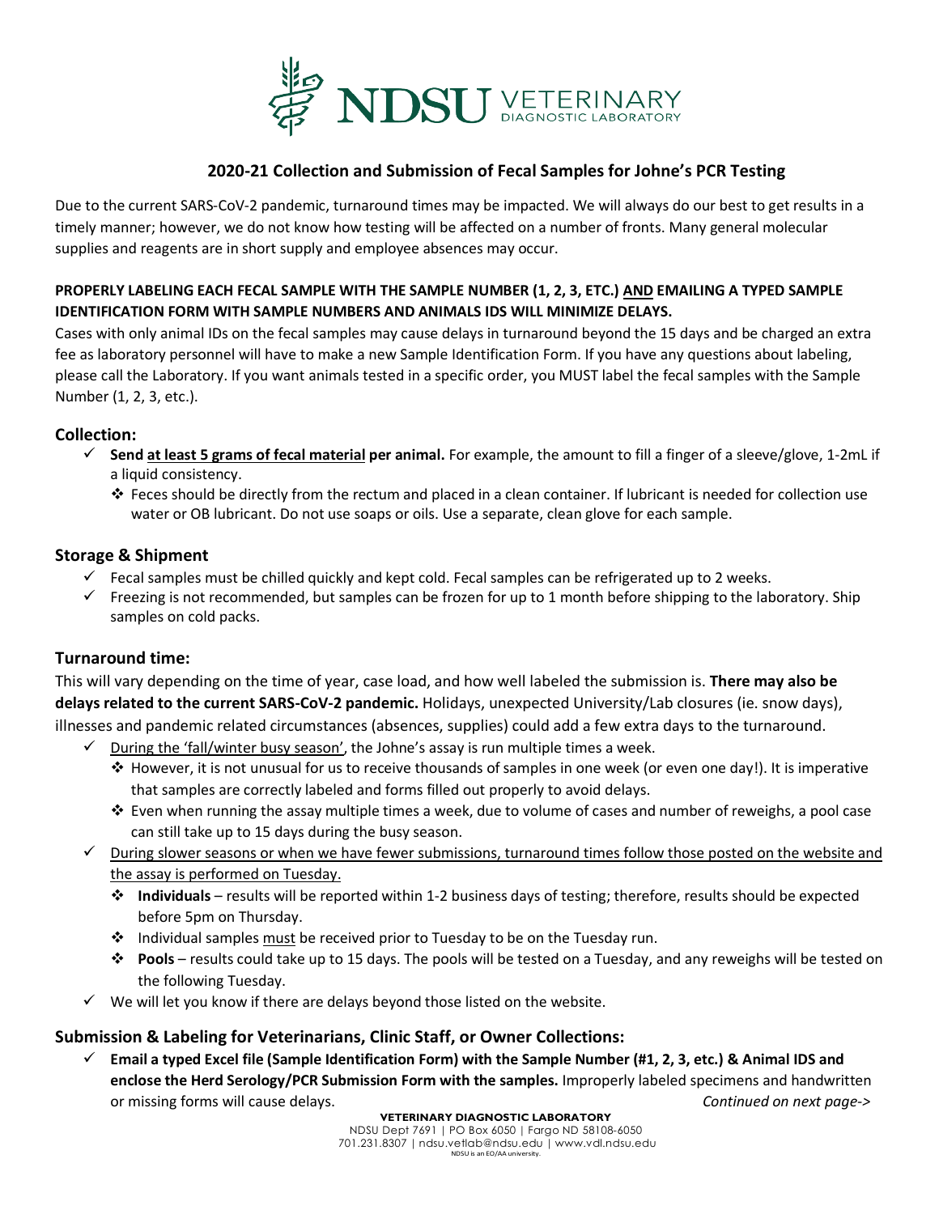## 2020-21 Collection and Submission of Fecal Samples for Johne's PCR Testing

Due to the current SARS-CoV-2 pandemic, turnaround times may be impacted. We will always do our best to get results in a timely manner; however, we do not know how testing will be affected on a number of fronts. Many general molecular supplies and reagents are in short supply and employee absences may occur.

**PROPERLY LABELING EACH FECAL SAMPLE WITH THE SAMPLE NUMBER (1, 2, 3, ETC.) AND EMAILING A TYPED SAMPLE IDENTIFICATION FORM WITH SAMPLE NUMBERS AND ANIMALS IDS WILL MINIMIZE DELAYS.**

Cases with only animal IDs on the fecal samples may cause delays in turnaround beyond the 15 days and be charged an extra fee as laboratory personnel will have to make a new Sample Identification Form. If you have any questions about labeling, please call the Laboratory. If you want animals tested in a specific order, you MUST label the fecal samples with the Sample Number (1, 2, 3, etc.).

### Collection:

- ✓ **Send at least 5 grams of fecal material per animal.** For example, the amount to fill a finger of a sleeve/glove, 1-2mL if a liquid consistency.
  - ❖ Feces should be directly from the rectum and placed in a clean container. If lubricant is needed for collection use water or OB lubricant. Do not use soaps or oils. Use a separate, clean glove for each sample.

### Storage & Shipment

- ✓ Fecal samples must be chilled quickly and kept cold. Fecal samples can be refrigerated up to 2 weeks.
- ✓ Freezing is not recommended, but samples can be frozen for up to 1 month before shipping to the laboratory. Ship samples on cold packs.

### Turnaround time:

This will vary depending on the time of year, case load, and how well labeled the submission is. **There may also be delays related to the current SARS-CoV-2 pandemic.** Holidays, unexpected University/Lab closures (ie. snow days), illnesses and pandemic related circumstances (absences, supplies) could add a few extra days to the turnaround.

- ✓ During the 'fall/winter busy season', the Johne's assay is run multiple times a week.
  - ❖ However, it is not unusual for us to receive thousands of samples in one week (or even one day!). It is imperative that samples are correctly labeled and forms filled out properly to avoid delays.
  - ❖ Even when running the assay multiple times a week, due to volume of cases and number of reweighs, a pool case can still take up to 15 days during the busy season.
- ✓ During slower seasons or when we have fewer submissions, turnaround times follow those posted on the website and the assay is performed on Tuesday.
  - ❖ **Individuals** – results will be reported within 1-2 business days of testing; therefore, results should be expected before 5pm on Thursday.
  - ❖ Individual samples must be received prior to Tuesday to be on the Tuesday run.
  - ❖ **Pools** – results could take up to 15 days. The pools will be tested on a Tuesday, and any reweighs will be tested on the following Tuesday.
- ✓ We will let you know if there are delays beyond those listed on the website.

### Submission & Labeling for Veterinarians, Clinic Staff, or Owner Collections:

- ✓ **Email a typed Excel file (Sample Identification Form) with the Sample Number (#1, 2, 3, etc.) & Animal IDS and enclose the Herd Serology/PCR Submission Form with the samples.** Improperly labeled specimens and handwritten or missing forms will cause delays.

*Continued on next page->*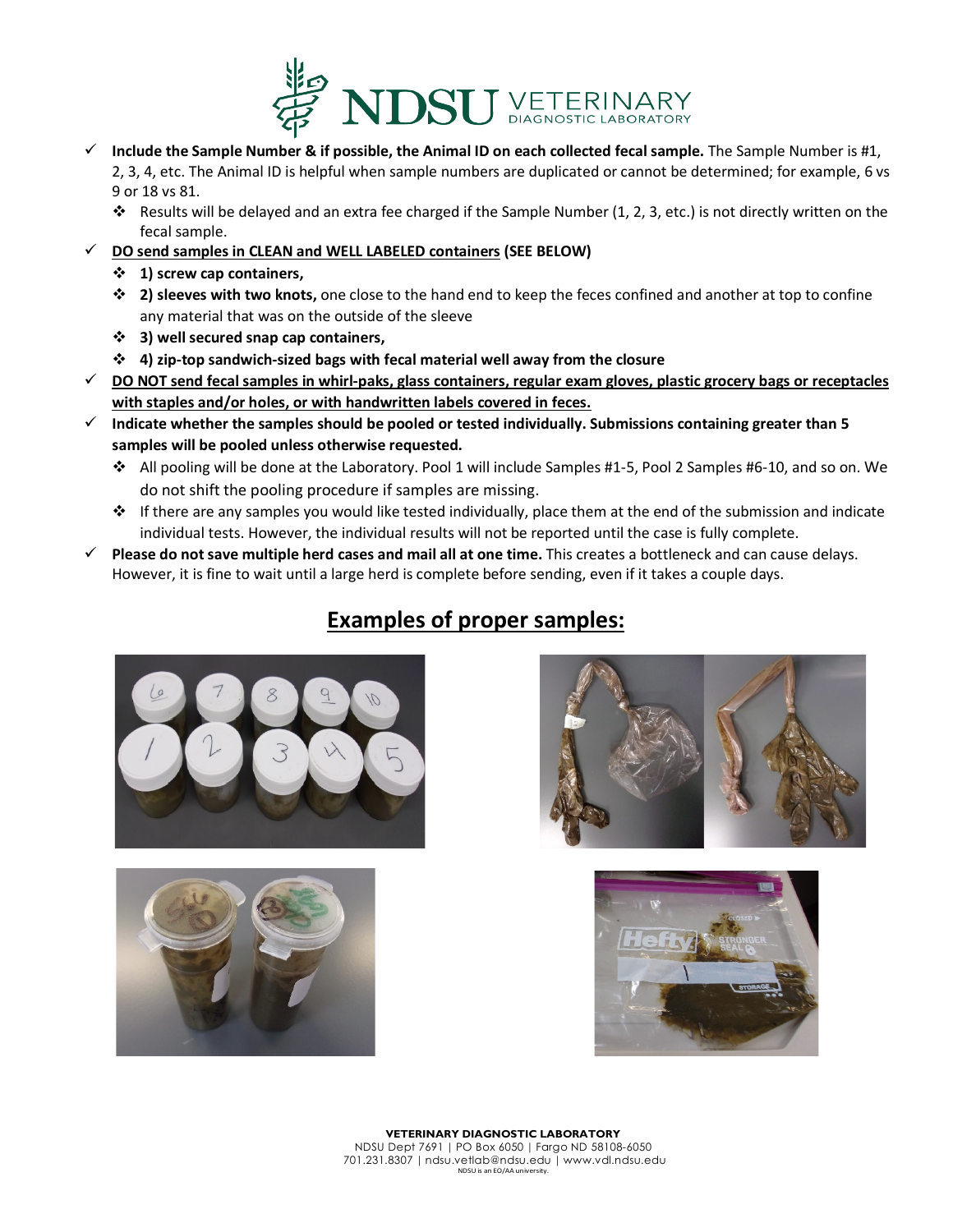- **Include the Sample Number & if possible, the Animal ID on each collected fecal sample.** The Sample Number is #1, 2, 3, 4, etc. The Animal ID is helpful when sample numbers are duplicated or cannot be determined; for example, 6 vs 9 or 18 vs 81.
  - Results will be delayed and an extra fee charged if the Sample Number (1, 2, 3, etc.) is not directly written on the fecal sample.
- **DO send samples in CLEAN and WELL LABELED containers (SEE BELOW)**
  - **1) screw cap containers,**
  - **2) sleeves with two knots,** one close to the hand end to keep the feces confined and another at top to confine any material that was on the outside of the sleeve
  - **3) well secured snap cap containers,**
  - **4) zip-top sandwich-sized bags with fecal material well away from the closure**
- **DO NOT send fecal samples in whirl-paks, glass containers, regular exam gloves, plastic grocery bags or receptacles with staples and/or holes, or with handwritten labels covered in feces.**
- **Indicate whether the samples should be pooled or tested individually. Submissions containing greater than 5 samples will be pooled unless otherwise requested.**
  - All pooling will be done at the Laboratory. Pool 1 will include Samples #1-5, Pool 2 Samples #6-10, and so on. We do not shift the pooling procedure if samples are missing.
  - If there are any samples you would like tested individually, place them at the end of the submission and indicate individual tests. However, the individual results will not be reported until the case is fully complete.
- **Please do not save multiple herd cases and mail all at one time.** This creates a bottleneck and can cause delays. However, it is fine to wait until a large herd is complete before sending, even if it takes a couple days.

## Examples of proper samples:

**VETERINARY DIAGNOSTIC LABORATORY**
NDSU Dept 7691 | PO Box 6050 | Fargo ND 58108-6050
701.231.8307 | ndsu.vetlab@ndsu.edu | www.vdl.ndsu.edu
NDSU is an EO/AA university.